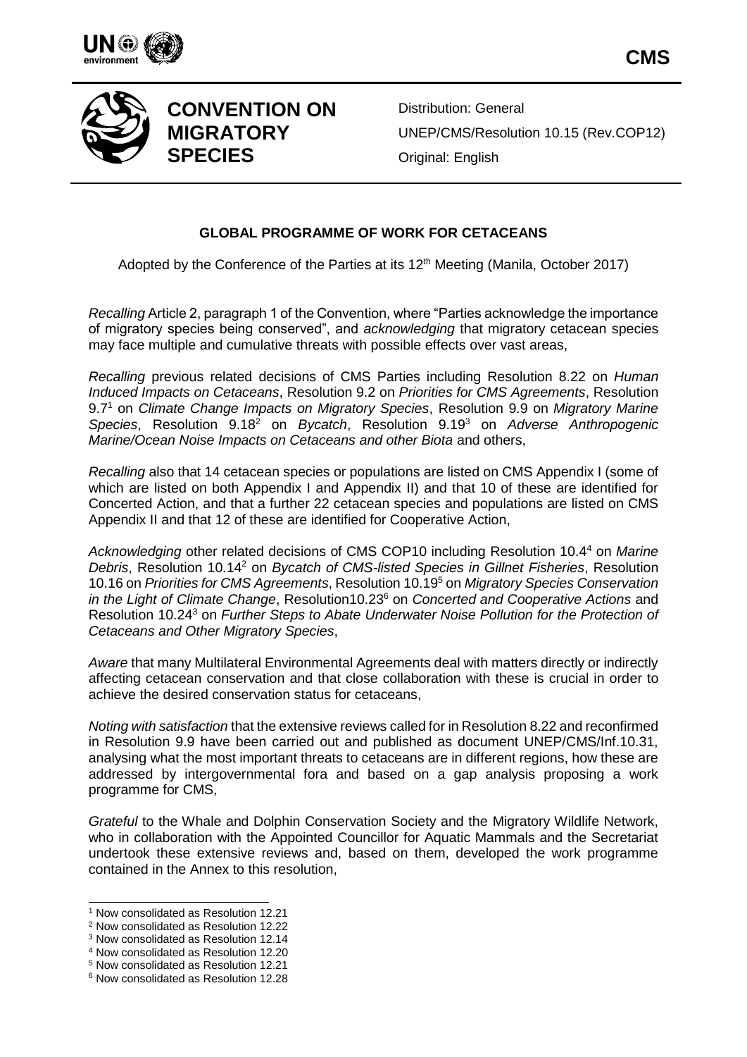**CMS**

**CONVENTION ON MIGRATORY SPECIES**

Distribution: General

UNEP/CMS/Resolution 10.15 (Rev.COP12)

Original: English

## GLOBAL PROGRAMME OF WORK FOR CETACEANS

Adopted by the Conference of the Parties at its 12th Meeting (Manila, October 2017)

*Recalling* Article 2, paragraph 1 of the Convention, where "Parties acknowledge the importance of migratory species being conserved", and *acknowledging* that migratory cetacean species may face multiple and cumulative threats with possible effects over vast areas,

*Recalling* previous related decisions of CMS Parties including Resolution 8.22 on *Human Induced Impacts on Cetaceans*, Resolution 9.2 on *Priorities for CMS Agreements*, Resolution 9.7[1] on *Climate Change Impacts on Migratory Species*, Resolution 9.9 on *Migratory Marine Species*, Resolution 9.18[2] on *Bycatch*, Resolution 9.19[3] on *Adverse Anthropogenic Marine/Ocean Noise Impacts on Cetaceans and other Biota* and others,

*Recalling* also that 14 cetacean species or populations are listed on CMS Appendix I (some of which are listed on both Appendix I and Appendix II) and that 10 of these are identified for Concerted Action, and that a further 22 cetacean species and populations are listed on CMS Appendix II and that 12 of these are identified for Cooperative Action,

*Acknowledging* other related decisions of CMS COP10 including Resolution 10.4[4] on *Marine Debris*, Resolution 10.14[2] on *Bycatch of CMS-listed Species in Gillnet Fisheries*, Resolution 10.16 on *Priorities for CMS Agreements*, Resolution 10.19[5] on *Migratory Species Conservation in the Light of Climate Change*, Resolution10.23[6] on *Concerted and Cooperative Actions* and Resolution 10.24[3] on *Further Steps to Abate Underwater Noise Pollution for the Protection of Cetaceans and Other Migratory Species*,

*Aware* that many Multilateral Environmental Agreements deal with matters directly or indirectly affecting cetacean conservation and that close collaboration with these is crucial in order to achieve the desired conservation status for cetaceans,

*Noting with satisfaction* that the extensive reviews called for in Resolution 8.22 and reconfirmed in Resolution 9.9 have been carried out and published as document UNEP/CMS/Inf.10.31, analysing what the most important threats to cetaceans are in different regions, how these are addressed by intergovernmental fora and based on a gap analysis proposing a work programme for CMS,

*Grateful* to the Whale and Dolphin Conservation Society and the Migratory Wildlife Network, who in collaboration with the Appointed Councillor for Aquatic Mammals and the Secretariat undertook these extensive reviews and, based on them, developed the work programme contained in the Annex to this resolution,

---

[1] Now consolidated as Resolution 12.21

[2] Now consolidated as Resolution 12.22

[3] Now consolidated as Resolution 12.14

[4] Now consolidated as Resolution 12.20

[5] Now consolidated as Resolution 12.21

[6] Now consolidated as Resolution 12.28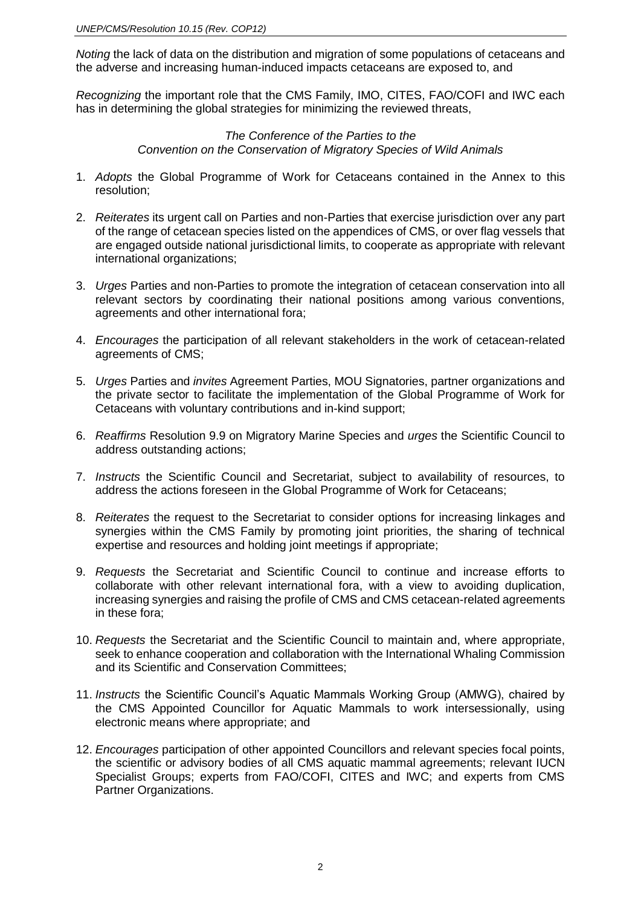*Noting* the lack of data on the distribution and migration of some populations of cetaceans and the adverse and increasing human-induced impacts cetaceans are exposed to, and

*Recognizing* the important role that the CMS Family, IMO, CITES, FAO/COFI and IWC each has in determining the global strategies for minimizing the reviewed threats,

*The Conference of the Parties to the Convention on the Conservation of Migratory Species of Wild Animals*

1. *Adopts* the Global Programme of Work for Cetaceans contained in the Annex to this resolution;

2. *Reiterates* its urgent call on Parties and non-Parties that exercise jurisdiction over any part of the range of cetacean species listed on the appendices of CMS, or over flag vessels that are engaged outside national jurisdictional limits, to cooperate as appropriate with relevant international organizations;

3. *Urges* Parties and non-Parties to promote the integration of cetacean conservation into all relevant sectors by coordinating their national positions among various conventions, agreements and other international fora;

4. *Encourages* the participation of all relevant stakeholders in the work of cetacean-related agreements of CMS;

5. *Urges* Parties and *invites* Agreement Parties, MOU Signatories, partner organizations and the private sector to facilitate the implementation of the Global Programme of Work for Cetaceans with voluntary contributions and in-kind support;

6. *Reaffirms* Resolution 9.9 on Migratory Marine Species and *urges* the Scientific Council to address outstanding actions;

7. *Instructs* the Scientific Council and Secretariat, subject to availability of resources, to address the actions foreseen in the Global Programme of Work for Cetaceans;

8. *Reiterates* the request to the Secretariat to consider options for increasing linkages and synergies within the CMS Family by promoting joint priorities, the sharing of technical expertise and resources and holding joint meetings if appropriate;

9. *Requests* the Secretariat and Scientific Council to continue and increase efforts to collaborate with other relevant international fora, with a view to avoiding duplication, increasing synergies and raising the profile of CMS and CMS cetacean-related agreements in these fora;

10. *Requests* the Secretariat and the Scientific Council to maintain and, where appropriate, seek to enhance cooperation and collaboration with the International Whaling Commission and its Scientific and Conservation Committees;

11. *Instructs* the Scientific Council's Aquatic Mammals Working Group (AMWG), chaired by the CMS Appointed Councillor for Aquatic Mammals to work intersessionally, using electronic means where appropriate; and

12. *Encourages* participation of other appointed Councillors and relevant species focal points, the scientific or advisory bodies of all CMS aquatic mammal agreements; relevant IUCN Specialist Groups; experts from FAO/COFI, CITES and IWC; and experts from CMS Partner Organizations.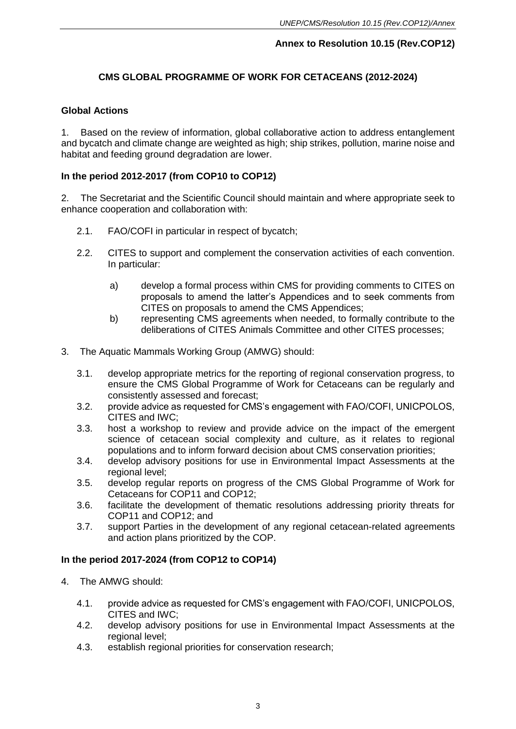**Annex to Resolution 10.15 (Rev.COP12)**

## CMS GLOBAL PROGRAMME OF WORK FOR CETACEANS (2012-2024)

### Global Actions

1. Based on the review of information, global collaborative action to address entanglement and bycatch and climate change are weighted as high; ship strikes, pollution, marine noise and habitat and feeding ground degradation are lower.

### In the period 2012-2017 (from COP10 to COP12)

2. The Secretariat and the Scientific Council should maintain and where appropriate seek to enhance cooperation and collaboration with:

   2.1. FAO/COFI in particular in respect of bycatch;

   2.2. CITES to support and complement the conservation activities of each convention. In particular:

      a) develop a formal process within CMS for providing comments to CITES on proposals to amend the latter's Appendices and to seek comments from CITES on proposals to amend the CMS Appendices;
      b) representing CMS agreements when needed, to formally contribute to the deliberations of CITES Animals Committee and other CITES processes;

3. The Aquatic Mammals Working Group (AMWG) should:

   3.1. develop appropriate metrics for the reporting of regional conservation progress, to ensure the CMS Global Programme of Work for Cetaceans can be regularly and consistently assessed and forecast;
   3.2. provide advice as requested for CMS's engagement with FAO/COFI, UNICPOLOS, CITES and IWC;
   3.3. host a workshop to review and provide advice on the impact of the emergent science of cetacean social complexity and culture, as it relates to regional populations and to inform forward decision about CMS conservation priorities;
   3.4. develop advisory positions for use in Environmental Impact Assessments at the regional level;
   3.5. develop regular reports on progress of the CMS Global Programme of Work for Cetaceans for COP11 and COP12;
   3.6. facilitate the development of thematic resolutions addressing priority threats for COP11 and COP12; and
   3.7. support Parties in the development of any regional cetacean-related agreements and action plans prioritized by the COP.

### In the period 2017-2024 (from COP12 to COP14)

4. The AMWG should:

   4.1. provide advice as requested for CMS's engagement with FAO/COFI, UNICPOLOS, CITES and IWC;
   4.2. develop advisory positions for use in Environmental Impact Assessments at the regional level;
   4.3. establish regional priorities for conservation research;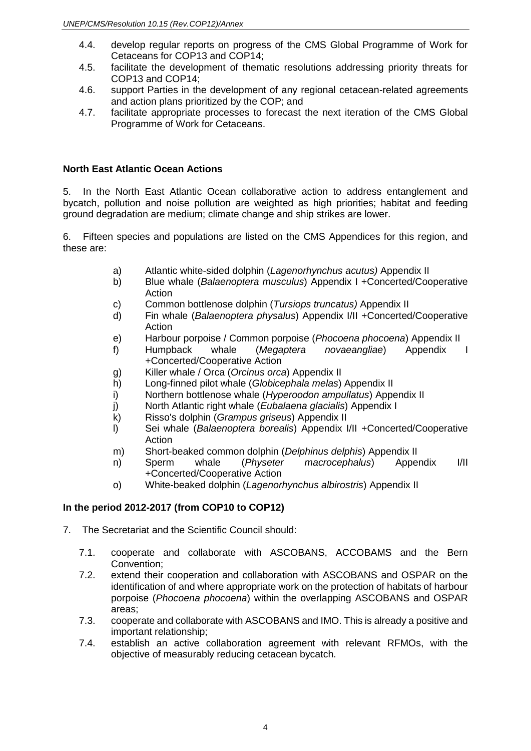4.4. develop regular reports on progress of the CMS Global Programme of Work for Cetaceans for COP13 and COP14;

4.5. facilitate the development of thematic resolutions addressing priority threats for COP13 and COP14;

4.6. support Parties in the development of any regional cetacean-related agreements and action plans prioritized by the COP; and

4.7. facilitate appropriate processes to forecast the next iteration of the CMS Global Programme of Work for Cetaceans.

**North East Atlantic Ocean Actions**

5. In the North East Atlantic Ocean collaborative action to address entanglement and bycatch, pollution and noise pollution are weighted as high priorities; habitat and feeding ground degradation are medium; climate change and ship strikes are lower.

6. Fifteen species and populations are listed on the CMS Appendices for this region, and these are:

a) Atlantic white-sided dolphin (*Lagenorhynchus acutus)* Appendix II
b) Blue whale (*Balaenoptera musculus*) Appendix I +Concerted/Cooperative Action
c) Common bottlenose dolphin (*Tursiops truncatus)* Appendix II
d) Fin whale (*Balaenoptera physalus*) Appendix I/II +Concerted/Cooperative Action
e) Harbour porpoise / Common porpoise (*Phocoena phocoena*) Appendix II
f) Humpback whale (*Megaptera novaeangliae*) Appendix I +Concerted/Cooperative Action
g) Killer whale / Orca (*Orcinus orca*) Appendix II
h) Long-finned pilot whale (*Globicephala melas*) Appendix II
i) Northern bottlenose whale (*Hyperoodon ampullatus*) Appendix II
j) North Atlantic right whale (*Eubalaena glacialis*) Appendix I
k) Risso's dolphin (*Grampus griseus*) Appendix II
l) Sei whale (*Balaenoptera borealis*) Appendix I/II +Concerted/Cooperative Action
m) Short-beaked common dolphin (*Delphinus delphis*) Appendix II
n) Sperm whale (*Physeter macrocephalus*) Appendix I/II +Concerted/Cooperative Action
o) White-beaked dolphin (*Lagenorhynchus albirostris*) Appendix II

**In the period 2012-2017 (from COP10 to COP12)**

7. The Secretariat and the Scientific Council should:

7.1. cooperate and collaborate with ASCOBANS, ACCOBAMS and the Bern Convention;

7.2. extend their cooperation and collaboration with ASCOBANS and OSPAR on the identification of and where appropriate work on the protection of habitats of harbour porpoise (*Phocoena phocoena*) within the overlapping ASCOBANS and OSPAR areas;

7.3. cooperate and collaborate with ASCOBANS and IMO. This is already a positive and important relationship;

7.4. establish an active collaboration agreement with relevant RFMOs, with the objective of measurably reducing cetacean bycatch.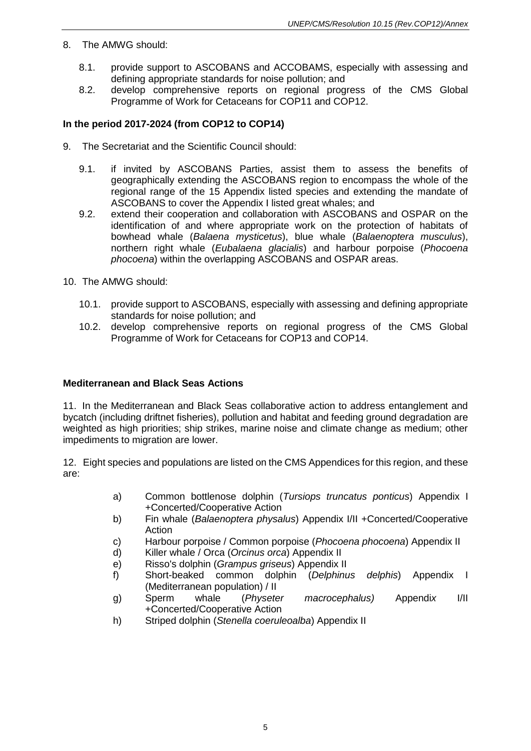8. The AMWG should:

   8.1. provide support to ASCOBANS and ACCOBAMS, especially with assessing and defining appropriate standards for noise pollution; and
   
   8.2. develop comprehensive reports on regional progress of the CMS Global Programme of Work for Cetaceans for COP11 and COP12.

**In the period 2017-2024 (from COP12 to COP14)**

9. The Secretariat and the Scientific Council should:

   9.1. if invited by ASCOBANS Parties, assist them to assess the benefits of geographically extending the ASCOBANS region to encompass the whole of the regional range of the 15 Appendix listed species and extending the mandate of ASCOBANS to cover the Appendix I listed great whales; and
   
   9.2. extend their cooperation and collaboration with ASCOBANS and OSPAR on the identification of and where appropriate work on the protection of habitats of bowhead whale (*Balaena mysticetus*), blue whale (*Balaenoptera musculus*), northern right whale (*Eubalaena glacialis*) and harbour porpoise (*Phocoena phocoena*) within the overlapping ASCOBANS and OSPAR areas.

10. The AMWG should:

    10.1. provide support to ASCOBANS, especially with assessing and defining appropriate standards for noise pollution; and
    
    10.2. develop comprehensive reports on regional progress of the CMS Global Programme of Work for Cetaceans for COP13 and COP14.

**Mediterranean and Black Seas Actions**

11. In the Mediterranean and Black Seas collaborative action to address entanglement and bycatch (including driftnet fisheries), pollution and habitat and feeding ground degradation are weighted as high priorities; ship strikes, marine noise and climate change as medium; other impediments to migration are lower.

12. Eight species and populations are listed on the CMS Appendices for this region, and these are:

a) Common bottlenose dolphin (*Tursiops truncatus ponticus*) Appendix I +Concerted/Cooperative Action

b) Fin whale (*Balaenoptera physalus*) Appendix I/II +Concerted/Cooperative Action

c) Harbour porpoise / Common porpoise (*Phocoena phocoena*) Appendix II

d) Killer whale / Orca (*Orcinus orca*) Appendix II

e) Risso's dolphin (*Grampus griseus*) Appendix II

f) Short-beaked common dolphin (*Delphinus delphis*) Appendix I (Mediterranean population) / II

g) Sperm whale (*Physeter macrocephalus)* Appendix I/II +Concerted/Cooperative Action

h) Striped dolphin (*Stenella coeruleoalba*) Appendix II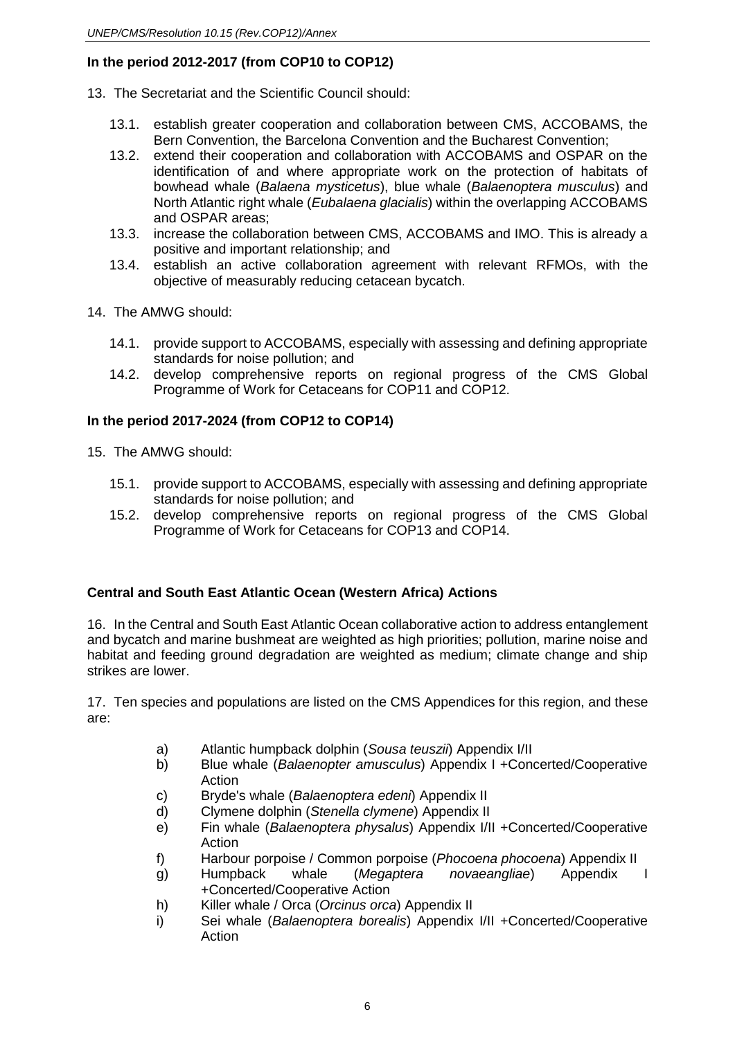**In the period 2012-2017 (from COP10 to COP12)**

13. The Secretariat and the Scientific Council should:

    13.1. establish greater cooperation and collaboration between CMS, ACCOBAMS, the Bern Convention, the Barcelona Convention and the Bucharest Convention;

    13.2. extend their cooperation and collaboration with ACCOBAMS and OSPAR on the identification of and where appropriate work on the protection of habitats of bowhead whale (*Balaena mysticetus*), blue whale (*Balaenoptera musculus*) and North Atlantic right whale (*Eubalaena glacialis*) within the overlapping ACCOBAMS and OSPAR areas;

    13.3. increase the collaboration between CMS, ACCOBAMS and IMO. This is already a positive and important relationship; and

    13.4. establish an active collaboration agreement with relevant RFMOs, with the objective of measurably reducing cetacean bycatch.

14. The AMWG should:

    14.1. provide support to ACCOBAMS, especially with assessing and defining appropriate standards for noise pollution; and

    14.2. develop comprehensive reports on regional progress of the CMS Global Programme of Work for Cetaceans for COP11 and COP12.

**In the period 2017-2024 (from COP12 to COP14)**

15. The AMWG should:

    15.1. provide support to ACCOBAMS, especially with assessing and defining appropriate standards for noise pollution; and

    15.2. develop comprehensive reports on regional progress of the CMS Global Programme of Work for Cetaceans for COP13 and COP14.

**Central and South East Atlantic Ocean (Western Africa) Actions**

16. In the Central and South East Atlantic Ocean collaborative action to address entanglement and bycatch and marine bushmeat are weighted as high priorities; pollution, marine noise and habitat and feeding ground degradation are weighted as medium; climate change and ship strikes are lower.

17. Ten species and populations are listed on the CMS Appendices for this region, and these are:

a) Atlantic humpback dolphin (*Sousa teuszii*) Appendix I/II
b) Blue whale (*Balaenopter amusculus*) Appendix I +Concerted/Cooperative Action
c) Bryde's whale (*Balaenoptera edeni*) Appendix II
d) Clymene dolphin (*Stenella clymene*) Appendix II
e) Fin whale (*Balaenoptera physalus*) Appendix I/II +Concerted/Cooperative Action
f) Harbour porpoise / Common porpoise (*Phocoena phocoena*) Appendix II
g) Humpback whale (*Megaptera novaeangliae*) Appendix I +Concerted/Cooperative Action
h) Killer whale / Orca (*Orcinus orca*) Appendix II
i) Sei whale (*Balaenoptera borealis*) Appendix I/II +Concerted/Cooperative Action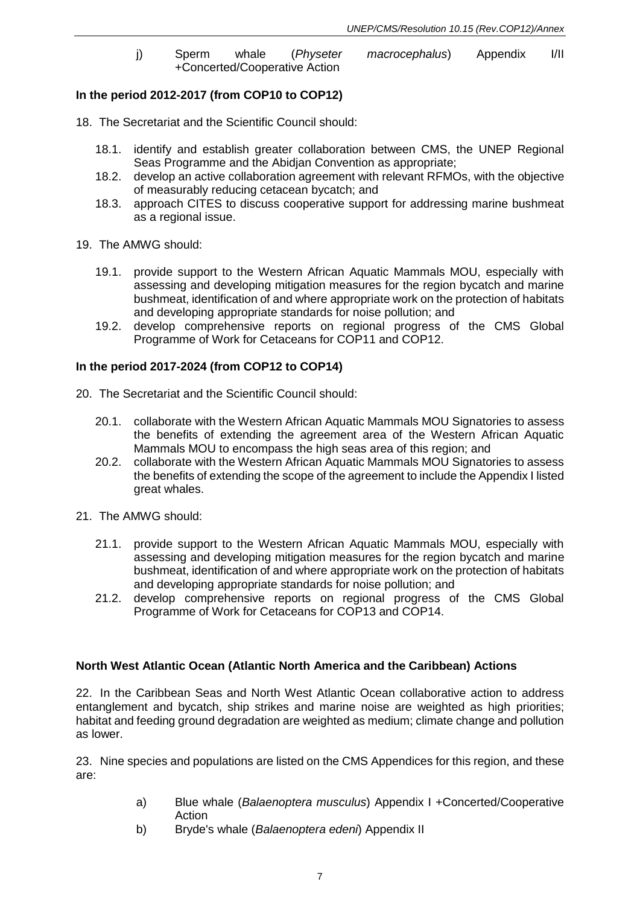j) Sperm whale (*Physeter macrocephalus*) Appendix I/II +Concerted/Cooperative Action

**In the period 2012-2017 (from COP10 to COP12)**

18. The Secretariat and the Scientific Council should:

    18.1. identify and establish greater collaboration between CMS, the UNEP Regional Seas Programme and the Abidjan Convention as appropriate;

    18.2. develop an active collaboration agreement with relevant RFMOs, with the objective of measurably reducing cetacean bycatch; and

    18.3. approach CITES to discuss cooperative support for addressing marine bushmeat as a regional issue.

19. The AMWG should:

    19.1. provide support to the Western African Aquatic Mammals MOU, especially with assessing and developing mitigation measures for the region bycatch and marine bushmeat, identification of and where appropriate work on the protection of habitats and developing appropriate standards for noise pollution; and

    19.2. develop comprehensive reports on regional progress of the CMS Global Programme of Work for Cetaceans for COP11 and COP12.

**In the period 2017-2024 (from COP12 to COP14)**

20. The Secretariat and the Scientific Council should:

    20.1. collaborate with the Western African Aquatic Mammals MOU Signatories to assess the benefits of extending the agreement area of the Western African Aquatic Mammals MOU to encompass the high seas area of this region; and

    20.2. collaborate with the Western African Aquatic Mammals MOU Signatories to assess the benefits of extending the scope of the agreement to include the Appendix I listed great whales.

21. The AMWG should:

    21.1. provide support to the Western African Aquatic Mammals MOU, especially with assessing and developing mitigation measures for the region bycatch and marine bushmeat, identification of and where appropriate work on the protection of habitats and developing appropriate standards for noise pollution; and

    21.2. develop comprehensive reports on regional progress of the CMS Global Programme of Work for Cetaceans for COP13 and COP14.

**North West Atlantic Ocean (Atlantic North America and the Caribbean) Actions**

22. In the Caribbean Seas and North West Atlantic Ocean collaborative action to address entanglement and bycatch, ship strikes and marine noise are weighted as high priorities; habitat and feeding ground degradation are weighted as medium; climate change and pollution as lower.

23. Nine species and populations are listed on the CMS Appendices for this region, and these are:

a) Blue whale (*Balaenoptera musculus*) Appendix I +Concerted/Cooperative Action

b) Bryde's whale (*Balaenoptera edeni*) Appendix II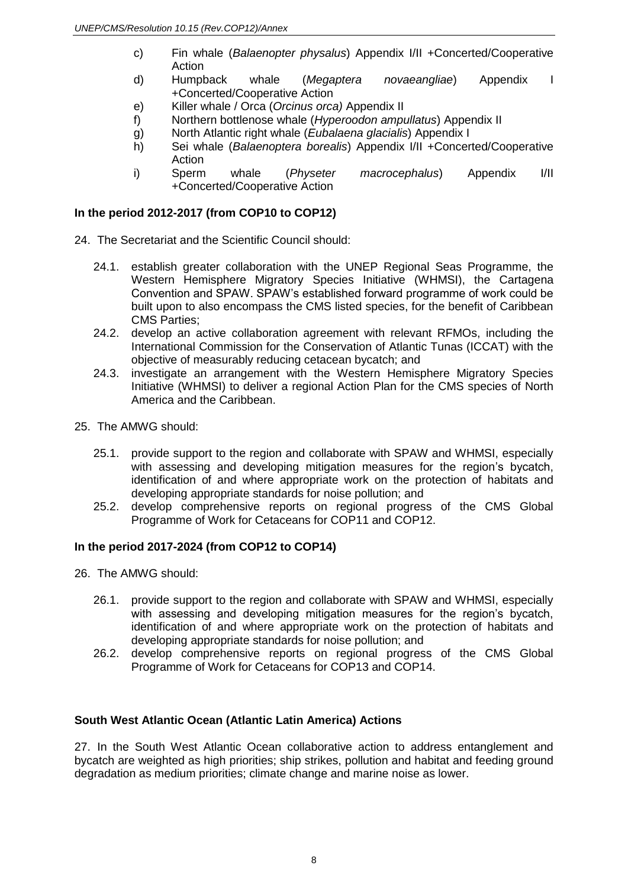c) Fin whale (*Balaenopter physalus*) Appendix I/II +Concerted/Cooperative Action
d) Humpback whale (*Megaptera novaeangliae*) Appendix I +Concerted/Cooperative Action
e) Killer whale / Orca (*Orcinus orca)* Appendix II
f) Northern bottlenose whale (*Hyperoodon ampullatus*) Appendix II
g) North Atlantic right whale (*Eubalaena glacialis*) Appendix I
h) Sei whale (*Balaenoptera borealis*) Appendix I/II +Concerted/Cooperative Action
i) Sperm whale (*Physeter macrocephalus*) Appendix I/II +Concerted/Cooperative Action

**In the period 2012-2017 (from COP10 to COP12)**

24. The Secretariat and the Scientific Council should:

 24.1. establish greater collaboration with the UNEP Regional Seas Programme, the Western Hemisphere Migratory Species Initiative (WHMSI), the Cartagena Convention and SPAW. SPAW's established forward programme of work could be built upon to also encompass the CMS listed species, for the benefit of Caribbean CMS Parties;

 24.2. develop an active collaboration agreement with relevant RFMOs, including the International Commission for the Conservation of Atlantic Tunas (ICCAT) with the objective of measurably reducing cetacean bycatch; and

 24.3. investigate an arrangement with the Western Hemisphere Migratory Species Initiative (WHMSI) to deliver a regional Action Plan for the CMS species of North America and the Caribbean.

25. The AMWG should:

 25.1. provide support to the region and collaborate with SPAW and WHMSI, especially with assessing and developing mitigation measures for the region's bycatch, identification of and where appropriate work on the protection of habitats and developing appropriate standards for noise pollution; and

 25.2. develop comprehensive reports on regional progress of the CMS Global Programme of Work for Cetaceans for COP11 and COP12.

**In the period 2017-2024 (from COP12 to COP14)**

26. The AMWG should:

 26.1. provide support to the region and collaborate with SPAW and WHMSI, especially with assessing and developing mitigation measures for the region's bycatch, identification of and where appropriate work on the protection of habitats and developing appropriate standards for noise pollution; and

 26.2. develop comprehensive reports on regional progress of the CMS Global Programme of Work for Cetaceans for COP13 and COP14.

**South West Atlantic Ocean (Atlantic Latin America) Actions**

27. In the South West Atlantic Ocean collaborative action to address entanglement and bycatch are weighted as high priorities; ship strikes, pollution and habitat and feeding ground degradation as medium priorities; climate change and marine noise as lower.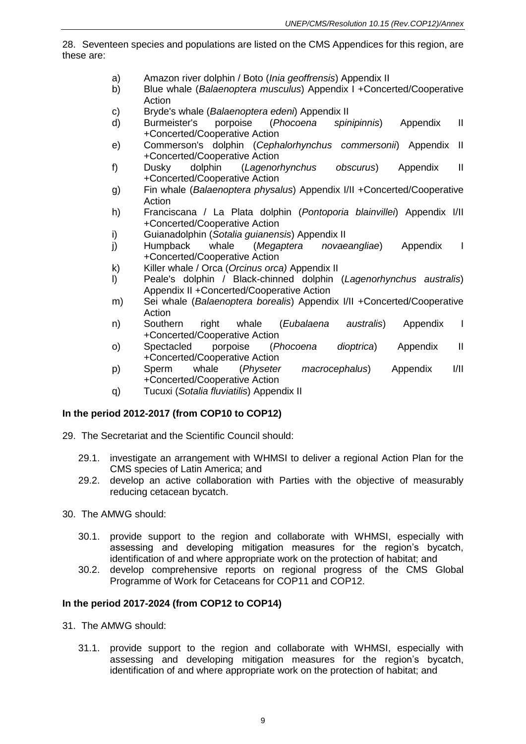28. Seventeen species and populations are listed on the CMS Appendices for this region, are these are:

a) Amazon river dolphin / Boto (*Inia geoffrensis*) Appendix II
b) Blue whale (*Balaenoptera musculus*) Appendix I +Concerted/Cooperative Action
c) Bryde's whale (*Balaenoptera edeni*) Appendix II
d) Burmeister's porpoise (*Phocoena spinipinnis*) Appendix II +Concerted/Cooperative Action
e) Commerson's dolphin (*Cephalorhynchus commersonii*) Appendix II +Concerted/Cooperative Action
f) Dusky dolphin (*Lagenorhynchus obscurus*) Appendix II +Concerted/Cooperative Action
g) Fin whale (*Balaenoptera physalus*) Appendix I/II +Concerted/Cooperative Action
h) Franciscana / La Plata dolphin (*Pontoporia blainvillei*) Appendix I/II +Concerted/Cooperative Action
i) Guianadolphin (*Sotalia guianensis*) Appendix II
j) Humpback whale (*Megaptera novaeangliae*) Appendix I +Concerted/Cooperative Action
k) Killer whale / Orca (*Orcinus orca)* Appendix II
l) Peale's dolphin / Black-chinned dolphin (*Lagenorhynchus australis*) Appendix II +Concerted/Cooperative Action
m) Sei whale (*Balaenoptera borealis*) Appendix I/II +Concerted/Cooperative Action
n) Southern right whale (*Eubalaena australis*) Appendix I +Concerted/Cooperative Action
o) Spectacled porpoise (*Phocoena dioptrica*) Appendix II +Concerted/Cooperative Action
p) Sperm whale (*Physeter macrocephalus*) Appendix I/II +Concerted/Cooperative Action
q) Tucuxi (*Sotalia fluviatilis*) Appendix II

**In the period 2012-2017 (from COP10 to COP12)**

29. The Secretariat and the Scientific Council should:

29.1. investigate an arrangement with WHMSI to deliver a regional Action Plan for the CMS species of Latin America; and

29.2. develop an active collaboration with Parties with the objective of measurably reducing cetacean bycatch.

30. The AMWG should:

30.1. provide support to the region and collaborate with WHMSI, especially with assessing and developing mitigation measures for the region's bycatch, identification of and where appropriate work on the protection of habitat; and

30.2. develop comprehensive reports on regional progress of the CMS Global Programme of Work for Cetaceans for COP11 and COP12.

**In the period 2017-2024 (from COP12 to COP14)**

31. The AMWG should:

31.1. provide support to the region and collaborate with WHMSI, especially with assessing and developing mitigation measures for the region's bycatch, identification of and where appropriate work on the protection of habitat; and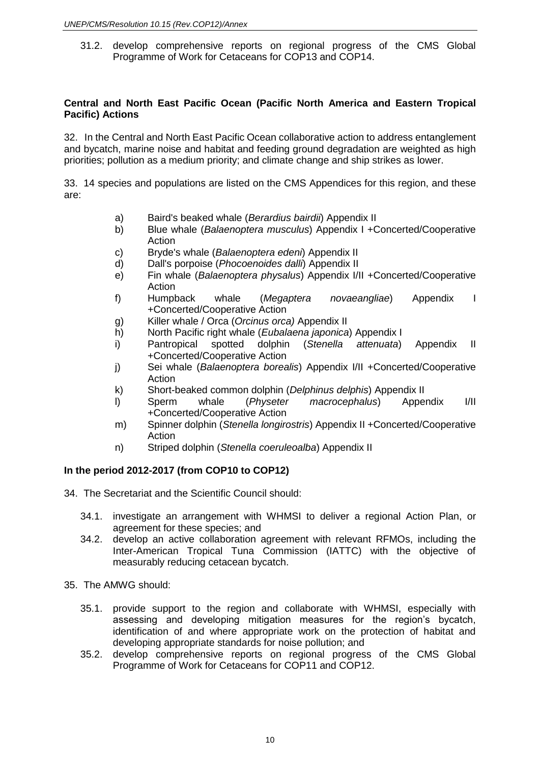31.2. develop comprehensive reports on regional progress of the CMS Global Programme of Work for Cetaceans for COP13 and COP14.

**Central and North East Pacific Ocean (Pacific North America and Eastern Tropical Pacific) Actions**

32. In the Central and North East Pacific Ocean collaborative action to address entanglement and bycatch, marine noise and habitat and feeding ground degradation are weighted as high priorities; pollution as a medium priority; and climate change and ship strikes as lower.

33. 14 species and populations are listed on the CMS Appendices for this region, and these are:

- a) Baird's beaked whale (*Berardius bairdii*) Appendix II
- b) Blue whale (*Balaenoptera musculus*) Appendix I +Concerted/Cooperative Action
- c) Bryde's whale (*Balaenoptera edeni*) Appendix II
- d) Dall's porpoise (*Phocoenoides dalli*) Appendix II
- e) Fin whale (*Balaenoptera physalus*) Appendix I/II +Concerted/Cooperative Action
- f) Humpback whale (*Megaptera novaeangliae*) Appendix I +Concerted/Cooperative Action
- g) Killer whale / Orca (*Orcinus orca)* Appendix II
- h) North Pacific right whale (*Eubalaena japonica*) Appendix I
- i) Pantropical spotted dolphin (*Stenella attenuata*) Appendix II +Concerted/Cooperative Action
- j) Sei whale (*Balaenoptera borealis*) Appendix I/II +Concerted/Cooperative Action
- k) Short-beaked common dolphin (*Delphinus delphis*) Appendix II
- l) Sperm whale (*Physeter macrocephalus*) Appendix I/II +Concerted/Cooperative Action
- m) Spinner dolphin (*Stenella longirostris*) Appendix II +Concerted/Cooperative Action
- n) Striped dolphin (*Stenella coeruleoalba*) Appendix II

**In the period 2012-2017 (from COP10 to COP12)**

34. The Secretariat and the Scientific Council should:

34.1. investigate an arrangement with WHMSI to deliver a regional Action Plan, or agreement for these species; and

34.2. develop an active collaboration agreement with relevant RFMOs, including the Inter-American Tropical Tuna Commission (IATTC) with the objective of measurably reducing cetacean bycatch.

35. The AMWG should:

35.1. provide support to the region and collaborate with WHMSI, especially with assessing and developing mitigation measures for the region's bycatch, identification of and where appropriate work on the protection of habitat and developing appropriate standards for noise pollution; and

35.2. develop comprehensive reports on regional progress of the CMS Global Programme of Work for Cetaceans for COP11 and COP12.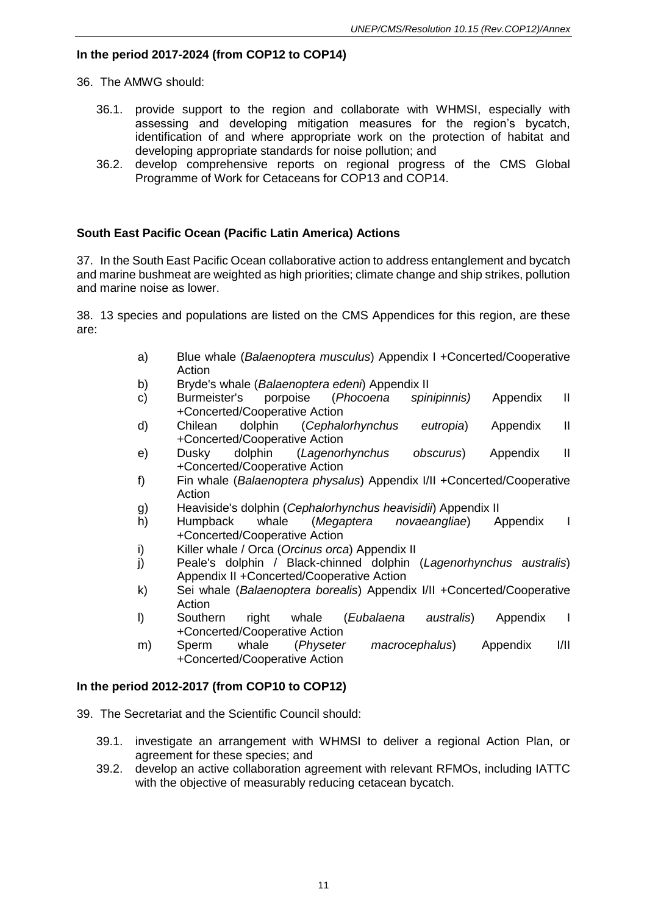**In the period 2017-2024 (from COP12 to COP14)**

36. The AMWG should:

   36.1. provide support to the region and collaborate with WHMSI, especially with assessing and developing mitigation measures for the region's bycatch, identification of and where appropriate work on the protection of habitat and developing appropriate standards for noise pollution; and

   36.2. develop comprehensive reports on regional progress of the CMS Global Programme of Work for Cetaceans for COP13 and COP14.

**South East Pacific Ocean (Pacific Latin America) Actions**

37. In the South East Pacific Ocean collaborative action to address entanglement and bycatch and marine bushmeat are weighted as high priorities; climate change and ship strikes, pollution and marine noise as lower.

38. 13 species and populations are listed on the CMS Appendices for this region, are these are:

- a) Blue whale (*Balaenoptera musculus*) Appendix I +Concerted/Cooperative Action
- b) Bryde's whale (*Balaenoptera edeni*) Appendix II
- c) Burmeister's porpoise (*Phocoena spinipinnis)* Appendix II +Concerted/Cooperative Action
- d) Chilean dolphin (*Cephalorhynchus eutropia*) Appendix II +Concerted/Cooperative Action
- e) Dusky dolphin (*Lagenorhynchus obscurus*) Appendix II +Concerted/Cooperative Action
- f) Fin whale (*Balaenoptera physalus*) Appendix I/II +Concerted/Cooperative Action
- g) Heaviside's dolphin (*Cephalorhynchus heavisidii*) Appendix II
- h) Humpback whale (*Megaptera novaeangliae*) Appendix I +Concerted/Cooperative Action
- i) Killer whale / Orca (*Orcinus orca*) Appendix II
- j) Peale's dolphin / Black-chinned dolphin (*Lagenorhynchus australis*) Appendix II +Concerted/Cooperative Action
- k) Sei whale (*Balaenoptera borealis*) Appendix I/II +Concerted/Cooperative Action
- l) Southern right whale (*Eubalaena australis*) Appendix I +Concerted/Cooperative Action
- m) Sperm whale (*Physeter macrocephalus*) Appendix I/II +Concerted/Cooperative Action

**In the period 2012-2017 (from COP10 to COP12)**

39. The Secretariat and the Scientific Council should:

   39.1. investigate an arrangement with WHMSI to deliver a regional Action Plan, or agreement for these species; and

   39.2. develop an active collaboration agreement with relevant RFMOs, including IATTC with the objective of measurably reducing cetacean bycatch.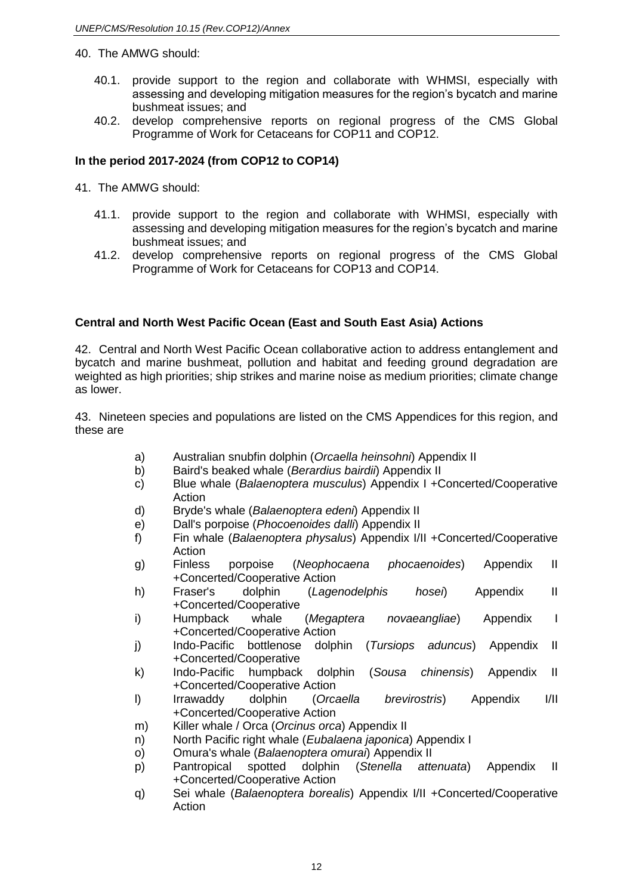40. The AMWG should:

   40.1. provide support to the region and collaborate with WHMSI, especially with assessing and developing mitigation measures for the region's bycatch and marine bushmeat issues; and
   40.2. develop comprehensive reports on regional progress of the CMS Global Programme of Work for Cetaceans for COP11 and COP12.

**In the period 2017-2024 (from COP12 to COP14)**

41. The AMWG should:

   41.1. provide support to the region and collaborate with WHMSI, especially with assessing and developing mitigation measures for the region's bycatch and marine bushmeat issues; and
   41.2. develop comprehensive reports on regional progress of the CMS Global Programme of Work for Cetaceans for COP13 and COP14.

**Central and North West Pacific Ocean (East and South East Asia) Actions**

42. Central and North West Pacific Ocean collaborative action to address entanglement and bycatch and marine bushmeat, pollution and habitat and feeding ground degradation are weighted as high priorities; ship strikes and marine noise as medium priorities; climate change as lower.

43. Nineteen species and populations are listed on the CMS Appendices for this region, and these are

a) Australian snubfin dolphin (*Orcaella heinsohni*) Appendix II
b) Baird's beaked whale (*Berardius bairdii*) Appendix II
c) Blue whale (*Balaenoptera musculus*) Appendix I +Concerted/Cooperative Action
d) Bryde's whale (*Balaenoptera edeni*) Appendix II
e) Dall's porpoise (*Phocoenoides dalli*) Appendix II
f) Fin whale (*Balaenoptera physalus*) Appendix I/II +Concerted/Cooperative Action
g) Finless porpoise (*Neophocaena phocaenoides*) Appendix II +Concerted/Cooperative Action
h) Fraser's dolphin (*Lagenodelphis hosei*) Appendix II +Concerted/Cooperative
i) Humpback whale (*Megaptera novaeangliae*) Appendix I +Concerted/Cooperative Action
j) Indo-Pacific bottlenose dolphin (*Tursiops aduncus*) Appendix II +Concerted/Cooperative
k) Indo-Pacific humpback dolphin (*Sousa chinensis*) Appendix II +Concerted/Cooperative Action
l) Irrawaddy dolphin (*Orcaella brevirostris*) Appendix I/II +Concerted/Cooperative Action
m) Killer whale / Orca (*Orcinus orca*) Appendix II
n) North Pacific right whale (*Eubalaena japonica*) Appendix I
o) Omura's whale (*Balaenoptera omurai*) Appendix II
p) Pantropical spotted dolphin (*Stenella attenuata*) Appendix II +Concerted/Cooperative Action
q) Sei whale (*Balaenoptera borealis*) Appendix I/II +Concerted/Cooperative Action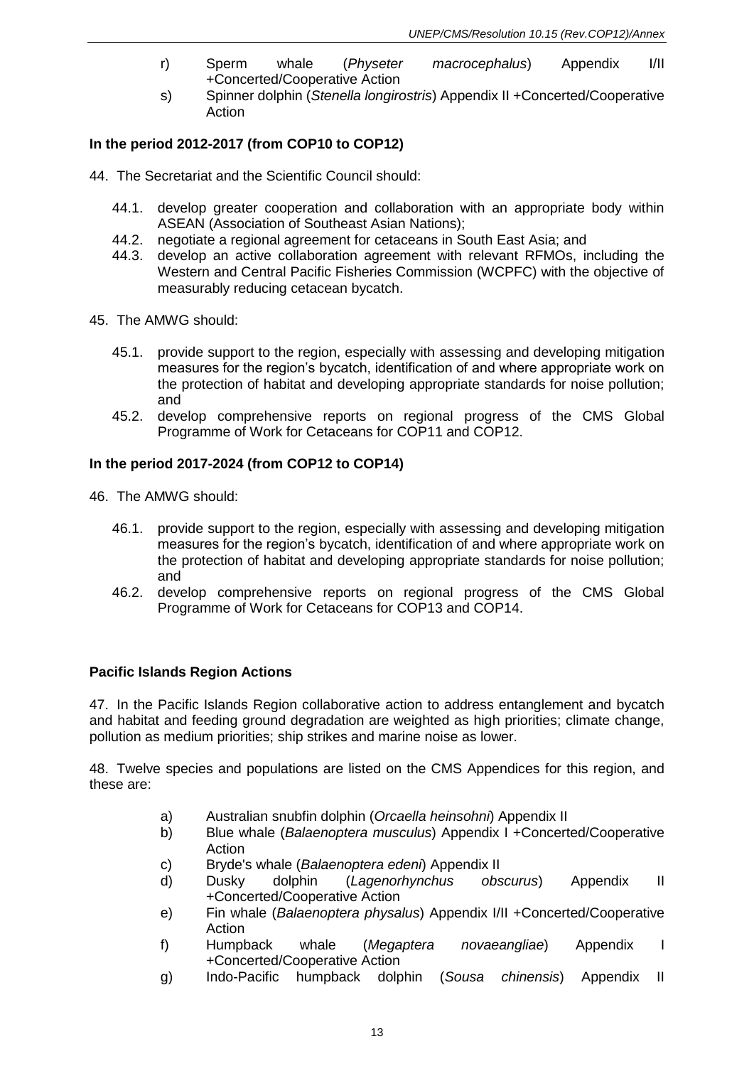r) Sperm whale (*Physeter macrocephalus*) Appendix I/II +Concerted/Cooperative Action

s) Spinner dolphin (*Stenella longirostris*) Appendix II +Concerted/Cooperative Action

**In the period 2012-2017 (from COP10 to COP12)**

44. The Secretariat and the Scientific Council should:

   44.1. develop greater cooperation and collaboration with an appropriate body within ASEAN (Association of Southeast Asian Nations);
   44.2. negotiate a regional agreement for cetaceans in South East Asia; and
   44.3. develop an active collaboration agreement with relevant RFMOs, including the Western and Central Pacific Fisheries Commission (WCPFC) with the objective of measurably reducing cetacean bycatch.

45. The AMWG should:

   45.1. provide support to the region, especially with assessing and developing mitigation measures for the region's bycatch, identification of and where appropriate work on the protection of habitat and developing appropriate standards for noise pollution; and
   45.2. develop comprehensive reports on regional progress of the CMS Global Programme of Work for Cetaceans for COP11 and COP12.

**In the period 2017-2024 (from COP12 to COP14)**

46. The AMWG should:

   46.1. provide support to the region, especially with assessing and developing mitigation measures for the region's bycatch, identification of and where appropriate work on the protection of habitat and developing appropriate standards for noise pollution; and
   46.2. develop comprehensive reports on regional progress of the CMS Global Programme of Work for Cetaceans for COP13 and COP14.

**Pacific Islands Region Actions**

47. In the Pacific Islands Region collaborative action to address entanglement and bycatch and habitat and feeding ground degradation are weighted as high priorities; climate change, pollution as medium priorities; ship strikes and marine noise as lower.

48. Twelve species and populations are listed on the CMS Appendices for this region, and these are:

a) Australian snubfin dolphin (*Orcaella heinsohni*) Appendix II

b) Blue whale (*Balaenoptera musculus*) Appendix I +Concerted/Cooperative Action

c) Bryde's whale (*Balaenoptera edeni*) Appendix II

d) Dusky dolphin (*Lagenorhynchus obscurus*) Appendix II +Concerted/Cooperative Action

e) Fin whale (*Balaenoptera physalus*) Appendix I/II +Concerted/Cooperative Action

f) Humpback whale (*Megaptera novaeangliae*) Appendix I +Concerted/Cooperative Action

g) Indo-Pacific humpback dolphin (*Sousa chinensis*) Appendix II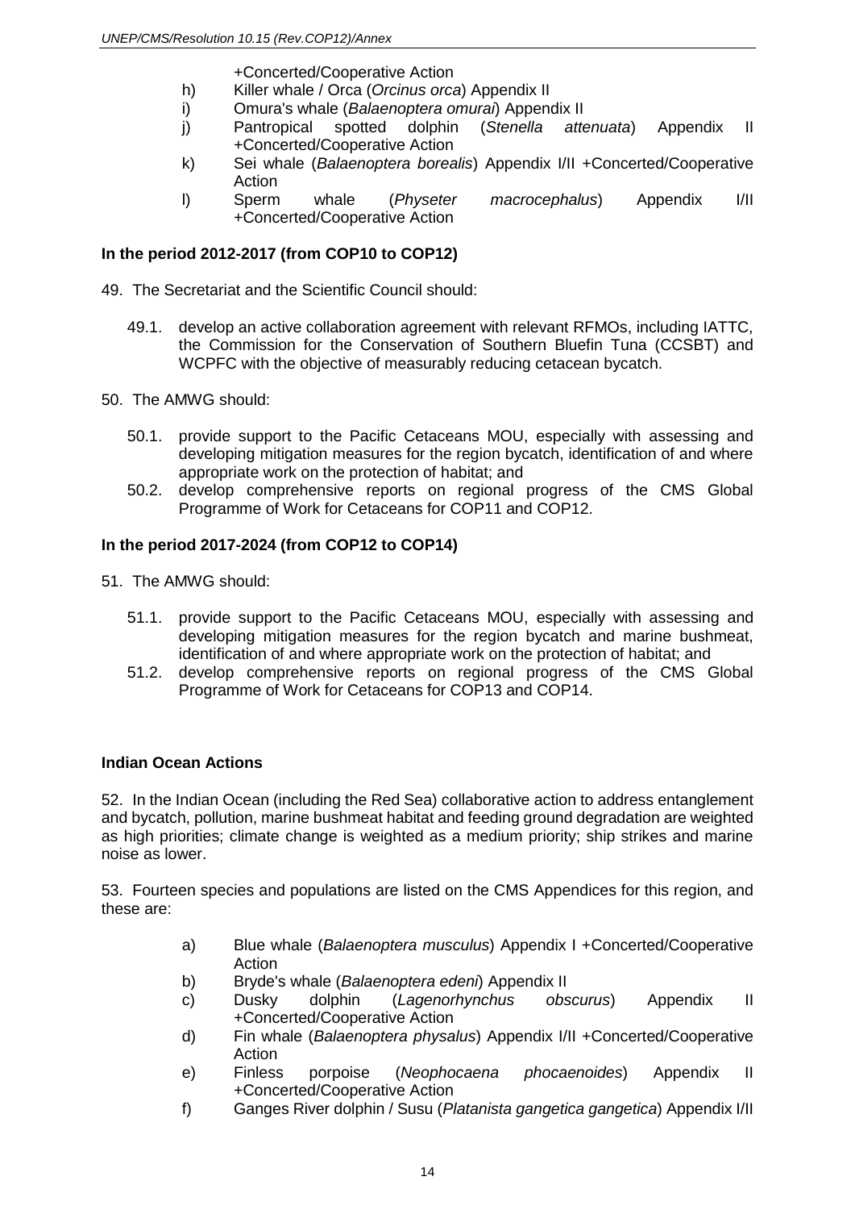+Concerted/Cooperative Action

h) Killer whale / Orca (*Orcinus orca*) Appendix II
i) Omura's whale (*Balaenoptera omurai*) Appendix II
j) Pantropical spotted dolphin (*Stenella attenuata*) Appendix II +Concerted/Cooperative Action
k) Sei whale (*Balaenoptera borealis*) Appendix I/II +Concerted/Cooperative Action
l) Sperm whale (*Physeter macrocephalus*) Appendix I/II +Concerted/Cooperative Action

**In the period 2012-2017 (from COP10 to COP12)**

49. The Secretariat and the Scientific Council should:

49.1. develop an active collaboration agreement with relevant RFMOs, including IATTC, the Commission for the Conservation of Southern Bluefin Tuna (CCSBT) and WCPFC with the objective of measurably reducing cetacean bycatch.

50. The AMWG should:

50.1. provide support to the Pacific Cetaceans MOU, especially with assessing and developing mitigation measures for the region bycatch, identification of and where appropriate work on the protection of habitat; and
50.2. develop comprehensive reports on regional progress of the CMS Global Programme of Work for Cetaceans for COP11 and COP12.

**In the period 2017-2024 (from COP12 to COP14)**

51. The AMWG should:

51.1. provide support to the Pacific Cetaceans MOU, especially with assessing and developing mitigation measures for the region bycatch and marine bushmeat, identification of and where appropriate work on the protection of habitat; and
51.2. develop comprehensive reports on regional progress of the CMS Global Programme of Work for Cetaceans for COP13 and COP14.

**Indian Ocean Actions**

52. In the Indian Ocean (including the Red Sea) collaborative action to address entanglement and bycatch, pollution, marine bushmeat habitat and feeding ground degradation are weighted as high priorities; climate change is weighted as a medium priority; ship strikes and marine noise as lower.

53. Fourteen species and populations are listed on the CMS Appendices for this region, and these are:

a) Blue whale (*Balaenoptera musculus*) Appendix I +Concerted/Cooperative Action
b) Bryde's whale (*Balaenoptera edeni*) Appendix II
c) Dusky dolphin (*Lagenorhynchus obscurus*) Appendix II +Concerted/Cooperative Action
d) Fin whale (*Balaenoptera physalus*) Appendix I/II +Concerted/Cooperative Action
e) Finless porpoise (*Neophocaena phocaenoides*) Appendix II +Concerted/Cooperative Action
f) Ganges River dolphin / Susu (*Platanista gangetica gangetica*) Appendix I/II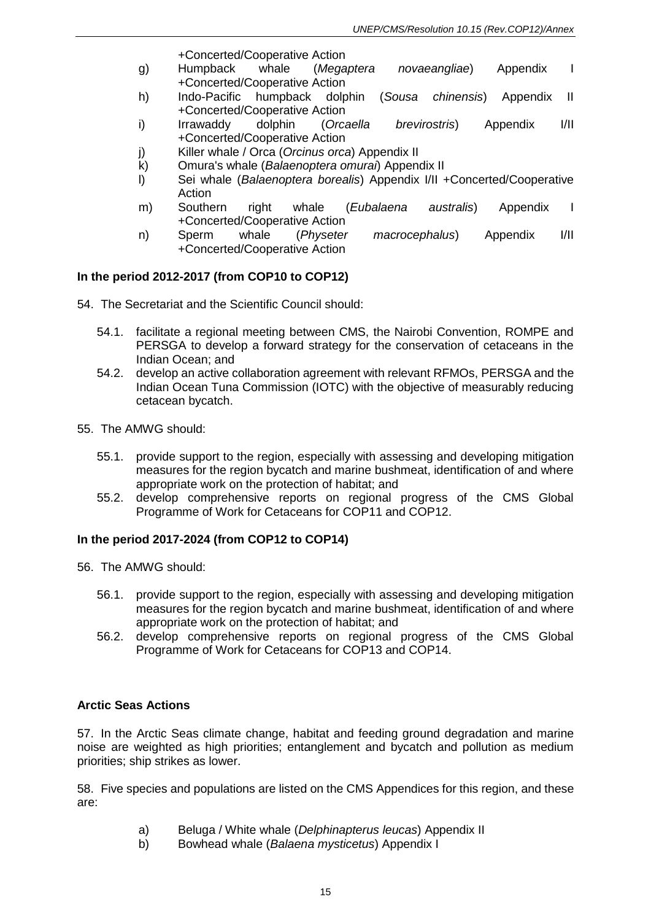+Concerted/Cooperative Action

g) Humpback whale (*Megaptera novaeangliae*) Appendix I +Concerted/Cooperative Action
h) Indo-Pacific humpback dolphin (*Sousa chinensis*) Appendix II +Concerted/Cooperative Action
i) Irrawaddy dolphin (*Orcaella brevirostris*) Appendix I/II +Concerted/Cooperative Action
j) Killer whale / Orca (*Orcinus orca*) Appendix II
k) Omura's whale (*Balaenoptera omurai*) Appendix II
l) Sei whale (*Balaenoptera borealis*) Appendix I/II +Concerted/Cooperative Action
m) Southern right whale (*Eubalaena australis*) Appendix I +Concerted/Cooperative Action
n) Sperm whale (*Physeter macrocephalus*) Appendix I/II +Concerted/Cooperative Action

**In the period 2012-2017 (from COP10 to COP12)**

54. The Secretariat and the Scientific Council should:

54.1. facilitate a regional meeting between CMS, the Nairobi Convention, ROMPE and PERSGA to develop a forward strategy for the conservation of cetaceans in the Indian Ocean; and

54.2. develop an active collaboration agreement with relevant RFMOs, PERSGA and the Indian Ocean Tuna Commission (IOTC) with the objective of measurably reducing cetacean bycatch.

55. The AMWG should:

55.1. provide support to the region, especially with assessing and developing mitigation measures for the region bycatch and marine bushmeat, identification of and where appropriate work on the protection of habitat; and

55.2. develop comprehensive reports on regional progress of the CMS Global Programme of Work for Cetaceans for COP11 and COP12.

**In the period 2017-2024 (from COP12 to COP14)**

56. The AMWG should:

56.1. provide support to the region, especially with assessing and developing mitigation measures for the region bycatch and marine bushmeat, identification of and where appropriate work on the protection of habitat; and

56.2. develop comprehensive reports on regional progress of the CMS Global Programme of Work for Cetaceans for COP13 and COP14.

**Arctic Seas Actions**

57. In the Arctic Seas climate change, habitat and feeding ground degradation and marine noise are weighted as high priorities; entanglement and bycatch and pollution as medium priorities; ship strikes as lower.

58. Five species and populations are listed on the CMS Appendices for this region, and these are:

a) Beluga / White whale (*Delphinapterus leucas*) Appendix II
b) Bowhead whale (*Balaena mysticetus*) Appendix I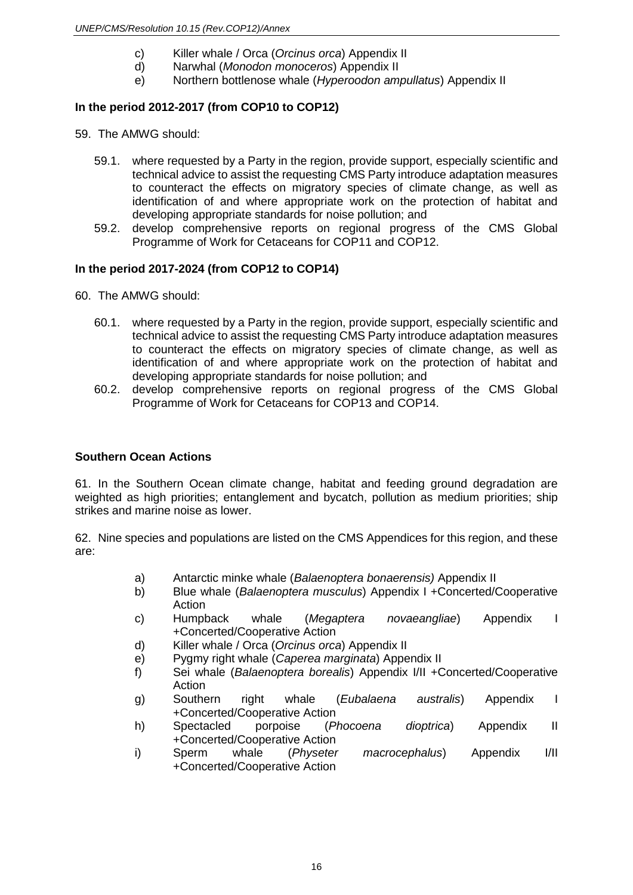c) Killer whale / Orca (*Orcinus orca*) Appendix II
d) Narwhal (*Monodon monoceros*) Appendix II
e) Northern bottlenose whale (*Hyperoodon ampullatus*) Appendix II

**In the period 2012-2017 (from COP10 to COP12)**

59. The AMWG should:

59.1. where requested by a Party in the region, provide support, especially scientific and technical advice to assist the requesting CMS Party introduce adaptation measures to counteract the effects on migratory species of climate change, as well as identification of and where appropriate work on the protection of habitat and developing appropriate standards for noise pollution; and

59.2. develop comprehensive reports on regional progress of the CMS Global Programme of Work for Cetaceans for COP11 and COP12.

**In the period 2017-2024 (from COP12 to COP14)**

60. The AMWG should:

60.1. where requested by a Party in the region, provide support, especially scientific and technical advice to assist the requesting CMS Party introduce adaptation measures to counteract the effects on migratory species of climate change, as well as identification of and where appropriate work on the protection of habitat and developing appropriate standards for noise pollution; and

60.2. develop comprehensive reports on regional progress of the CMS Global Programme of Work for Cetaceans for COP13 and COP14.

**Southern Ocean Actions**

61. In the Southern Ocean climate change, habitat and feeding ground degradation are weighted as high priorities; entanglement and bycatch, pollution as medium priorities; ship strikes and marine noise as lower.

62. Nine species and populations are listed on the CMS Appendices for this region, and these are:

a) Antarctic minke whale (*Balaenoptera bonaerensis)* Appendix II
b) Blue whale (*Balaenoptera musculus*) Appendix I +Concerted/Cooperative Action
c) Humpback whale (*Megaptera novaeangliae*) Appendix I +Concerted/Cooperative Action
d) Killer whale / Orca (*Orcinus orca*) Appendix II
e) Pygmy right whale (*Caperea marginata*) Appendix II
f) Sei whale (*Balaenoptera borealis*) Appendix I/II +Concerted/Cooperative Action
g) Southern right whale (*Eubalaena australis*) Appendix I +Concerted/Cooperative Action
h) Spectacled porpoise (*Phocoena dioptrica*) Appendix II +Concerted/Cooperative Action
i) Sperm whale (*Physeter macrocephalus*) Appendix I/II +Concerted/Cooperative Action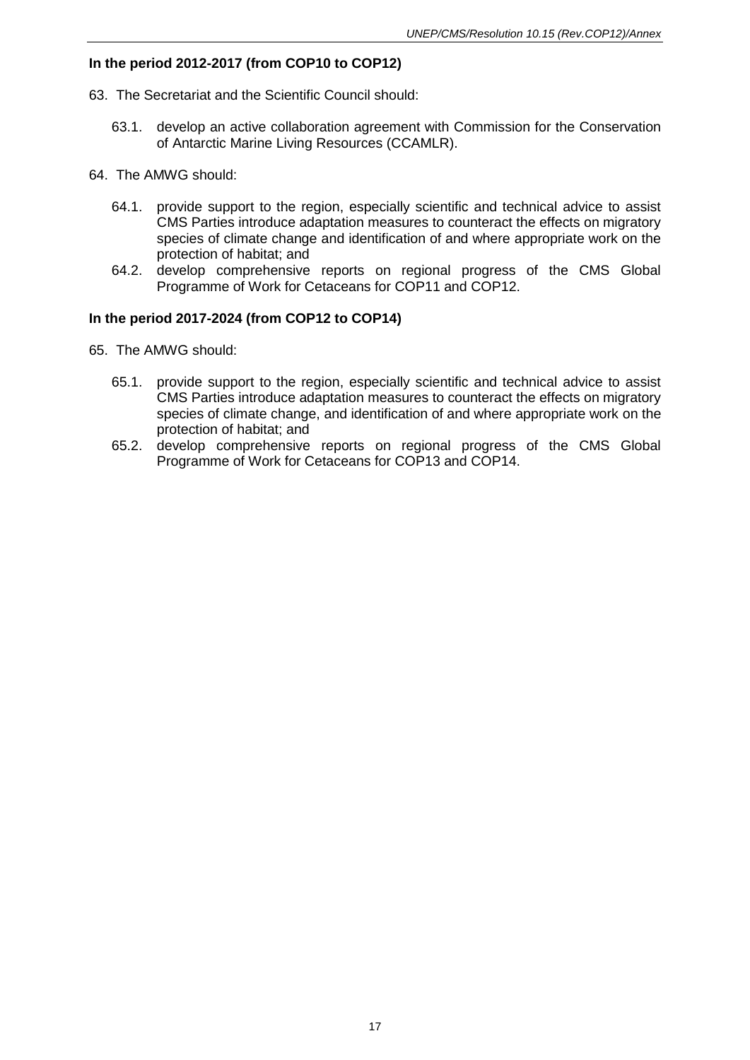**In the period 2012-2017 (from COP10 to COP12)**

63. The Secretariat and the Scientific Council should:

    63.1. develop an active collaboration agreement with Commission for the Conservation of Antarctic Marine Living Resources (CCAMLR).

64. The AMWG should:

    64.1. provide support to the region, especially scientific and technical advice to assist CMS Parties introduce adaptation measures to counteract the effects on migratory species of climate change and identification of and where appropriate work on the protection of habitat; and

    64.2. develop comprehensive reports on regional progress of the CMS Global Programme of Work for Cetaceans for COP11 and COP12.

**In the period 2017-2024 (from COP12 to COP14)**

65. The AMWG should:

    65.1. provide support to the region, especially scientific and technical advice to assist CMS Parties introduce adaptation measures to counteract the effects on migratory species of climate change, and identification of and where appropriate work on the protection of habitat; and

    65.2. develop comprehensive reports on regional progress of the CMS Global Programme of Work for Cetaceans for COP13 and COP14.